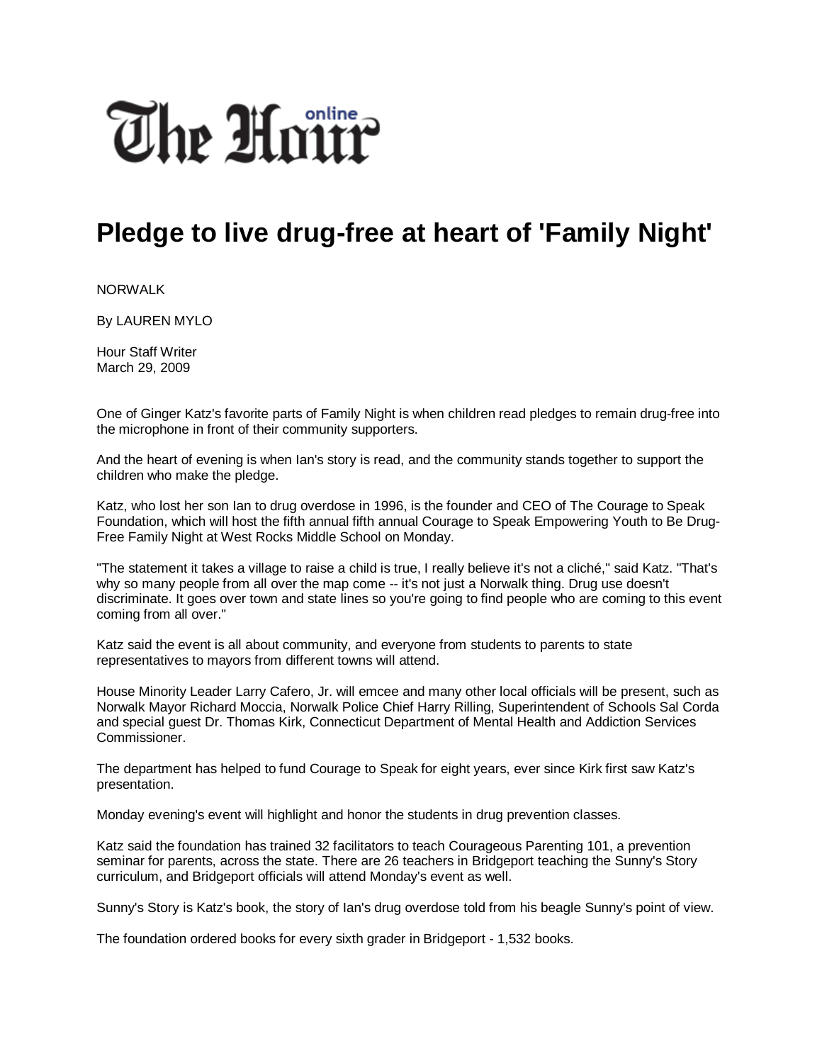The Hour online

# Pledge to live drug-free at heart of 'Family Night'

NORWALK

By LAUREN MYLO

Hour Staff Writer
March 29, 2009

One of Ginger Katz's favorite parts of Family Night is when children read pledges to remain drug-free into the microphone in front of their community supporters.

And the heart of evening is when Ian's story is read, and the community stands together to support the children who make the pledge.

Katz, who lost her son Ian to drug overdose in 1996, is the founder and CEO of The Courage to Speak Foundation, which will host the fifth annual fifth annual Courage to Speak Empowering Youth to Be Drug-Free Family Night at West Rocks Middle School on Monday.

"The statement it takes a village to raise a child is true, I really believe it's not a cliché," said Katz. "That's why so many people from all over the map come -- it's not just a Norwalk thing. Drug use doesn't discriminate. It goes over town and state lines so you're going to find people who are coming to this event coming from all over."

Katz said the event is all about community, and everyone from students to parents to state representatives to mayors from different towns will attend.

House Minority Leader Larry Cafero, Jr. will emcee and many other local officials will be present, such as Norwalk Mayor Richard Moccia, Norwalk Police Chief Harry Rilling, Superintendent of Schools Sal Corda and special guest Dr. Thomas Kirk, Connecticut Department of Mental Health and Addiction Services Commissioner.

The department has helped to fund Courage to Speak for eight years, ever since Kirk first saw Katz's presentation.

Monday evening's event will highlight and honor the students in drug prevention classes.

Katz said the foundation has trained 32 facilitators to teach Courageous Parenting 101, a prevention seminar for parents, across the state. There are 26 teachers in Bridgeport teaching the Sunny's Story curriculum, and Bridgeport officials will attend Monday's event as well.

Sunny's Story is Katz's book, the story of Ian's drug overdose told from his beagle Sunny's point of view.

The foundation ordered books for every sixth grader in Bridgeport - 1,532 books.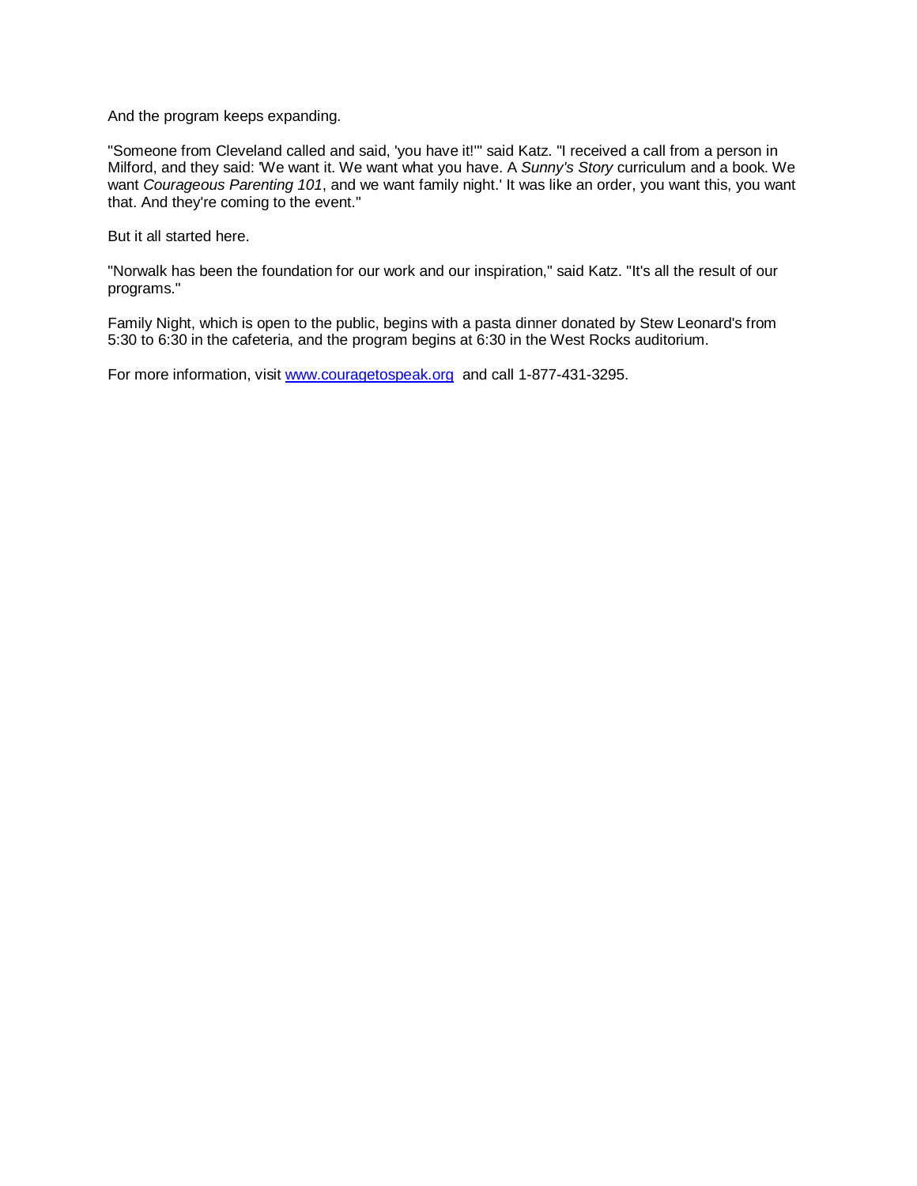And the program keeps expanding.

"Someone from Cleveland called and said, 'you have it!'" said Katz. "I received a call from a person in Milford, and they said: 'We want it. We want what you have. A *Sunny's Story* curriculum and a book. We want *Courageous Parenting 101*, and we want family night.' It was like an order, you want this, you want that. And they're coming to the event."

But it all started here.

"Norwalk has been the foundation for our work and our inspiration," said Katz. "It's all the result of our programs."

Family Night, which is open to the public, begins with a pasta dinner donated by Stew Leonard's from 5:30 to 6:30 in the cafeteria, and the program begins at 6:30 in the West Rocks auditorium.

For more information, visit [www.couragetospeak.org](http://www.couragetospeak.org) and call 1-877-431-3295.